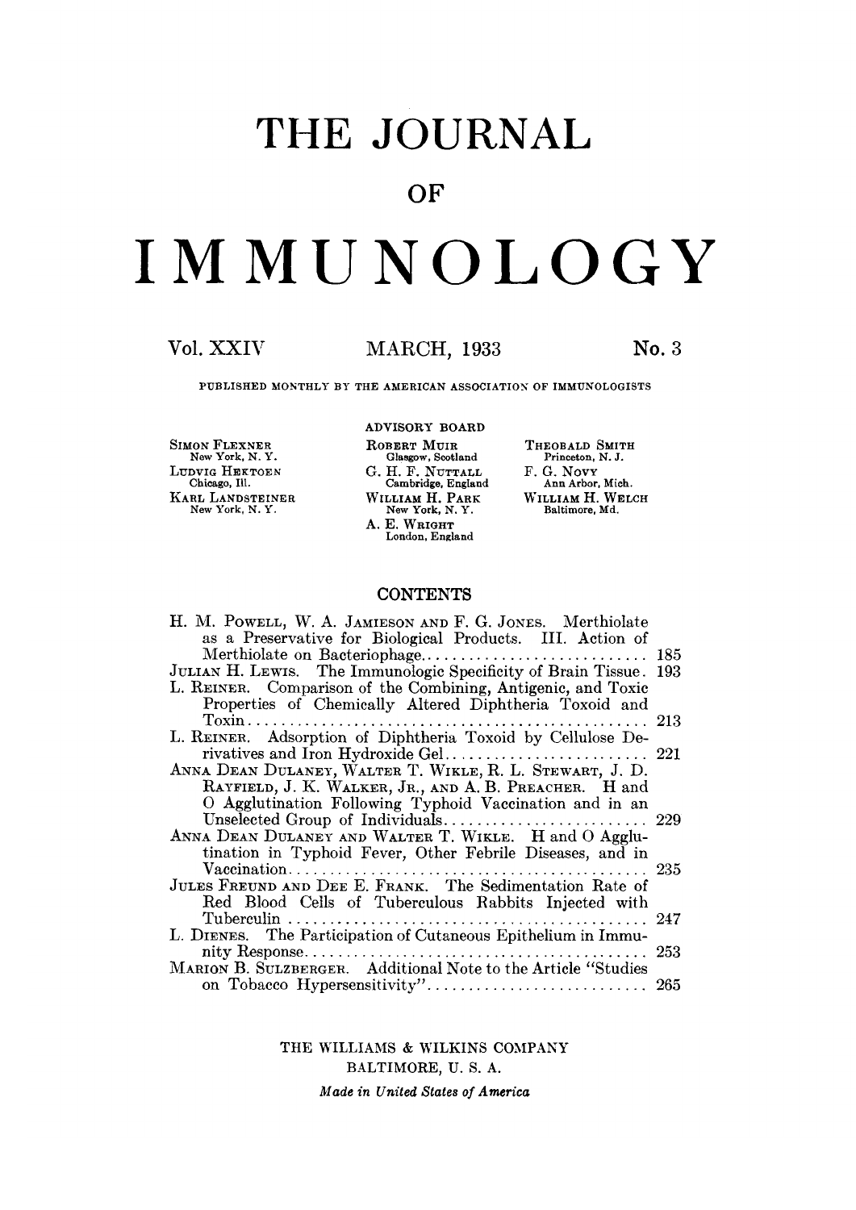# THE JOURNAL

# OF

# IMMUNOLOGY

Vol. XXIV | MARCH, 1933 | No. 3

PUBLISHED MONTHLY BY THE AMERICAN ASSOCIATION OF IMMUNOLOGISTS

## ADVISORY BOARD

SIMON FLEXNER
New York, N. Y.

LUDVIG HEKTOEN
Chicago, Ill.

KARL LANDSTEINER
New York, N. Y.

ROBERT MUIR
Glasgow, Scotland

G. H. F. NUTTALL
Cambridge, England

WILLIAM H. PARK
New York, N. Y.

A. E. WRIGHT
London, England

THEOBALD SMITH
Princeton, N. J.

F. G. NOVY
Ann Arbor, Mich.

WILLIAM H. WELCH
Baltimore, Md.

## CONTENTS

H. M. POWELL, W. A. JAMIESON AND F. G. JONES. Merthiolate as a Preservative for Biological Products. III. Action of Merthiolate on Bacteriophage .......... 185

JULIAN H. LEWIS. The Immunologic Specificity of Brain Tissue. 193

L. REINER. Comparison of the Combining, Antigenic, and Toxic Properties of Chemically Altered Diphtheria Toxoid and Toxin .......... 213

L. REINER. Adsorption of Diphtheria Toxoid by Cellulose Derivatives and Iron Hydroxide Gel .......... 221

ANNA DEAN DULANEY, WALTER T. WIKLE, R. L. STEWART, J. D. RAYFIELD, J. K. WALKER, JR., AND A. B. PREACHER. H and O Agglutination Following Typhoid Vaccination and in an Unselected Group of Individuals .......... 229

ANNA DEAN DULANEY AND WALTER T. WIKLE. H and O Agglutination in Typhoid Fever, Other Febrile Diseases, and in Vaccination .......... 235

JULES FREUND AND DEE E. FRANK. The Sedimentation Rate of Red Blood Cells of Tuberculous Rabbits Injected with Tuberculin .......... 247

L. DIENES. The Participation of Cutaneous Epithelium in Immunity Response .......... 253

MARION B. SULZBERGER. Additional Note to the Article "Studies on Tobacco Hypersensitivity" .......... 265

THE WILLIAMS & WILKINS COMPANY
BALTIMORE, U. S. A.
*Made in United States of America*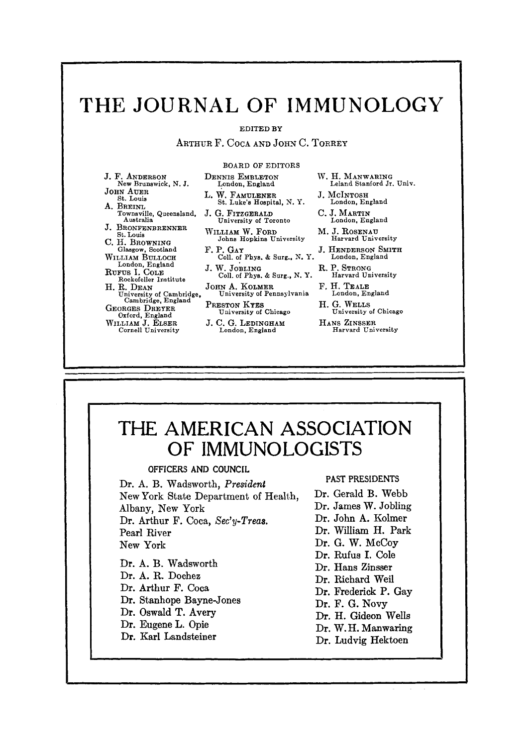# THE JOURNAL OF IMMUNOLOGY

EDITED BY

ARTHUR F. COCA AND JOHN C. TORREY

BOARD OF EDITORS

J. F. ANDERSON
New Brunswick, N. J.

JOHN AUER
St. Louis

A. BREINL
Townsville, Queensland, Australia

J. BRONFENBRENNER
St. Louis

C. H. BROWNING
Glasgow, Scotland

WILLIAM BULLOCH
London, England

RUFUS I. COLE
Rockefeller Institute

H. R. DEAN
University of Cambridge, Cambridge, England

GEORGES DREYER
Oxford, England

WILLIAM J. ELSER
Cornell University

DENNIS EMBLETON
London, England

L. W. FAMULENER
St. Luke's Hospital, N. Y.

J. G. FITZGERALD
University of Toronto

WILLIAM W. FORD
Johns Hopkins University

F. P. GAY
Coll. of Phys. & Surg., N. Y.

J. W. JOBLING
Coll. of Phys. & Surg., N. Y.

JOHN A. KOLMER
University of Pennsylvania

PRESTON KYES
University of Chicago

J. C. G. LEDINGHAM
London, England

W. H. MANWARING
Leland Stanford Jr. Univ.

J. MCINTOSH
London, England

C. J. MARTIN
London, England

M. J. ROSENAU
Harvard University

J. HENDERSON SMITH
London, England

R. P. STRONG
Harvard University

F. H. TEALE
London, England

H. G. WELLS
University of Chicago

HANS ZINSSER
Harvard University

# THE AMERICAN ASSOCIATION OF IMMUNOLOGISTS

OFFICERS AND COUNCIL

Dr. A. B. Wadsworth, *President*
New York State Department of Health,
Albany, New York

Dr. Arthur F. Coca, *Sec'y-Treas.*
Pearl River
New York

Dr. A. B. Wadsworth
Dr. A. R. Dochez
Dr. Arthur F. Coca
Dr. Stanhope Bayne-Jones
Dr. Oswald T. Avery
Dr. Eugene L. Opie
Dr. Karl Landsteiner

PAST PRESIDENTS

Dr. Gerald B. Webb
Dr. James W. Jobling
Dr. John A. Kolmer
Dr. William H. Park
Dr. G. W. McCoy
Dr. Rufus I. Cole
Dr. Hans Zinsser
Dr. Richard Weil
Dr. Frederick P. Gay
Dr. F. G. Novy
Dr. H. Gideon Wells
Dr. W. H. Manwaring
Dr. Ludvig Hektoen